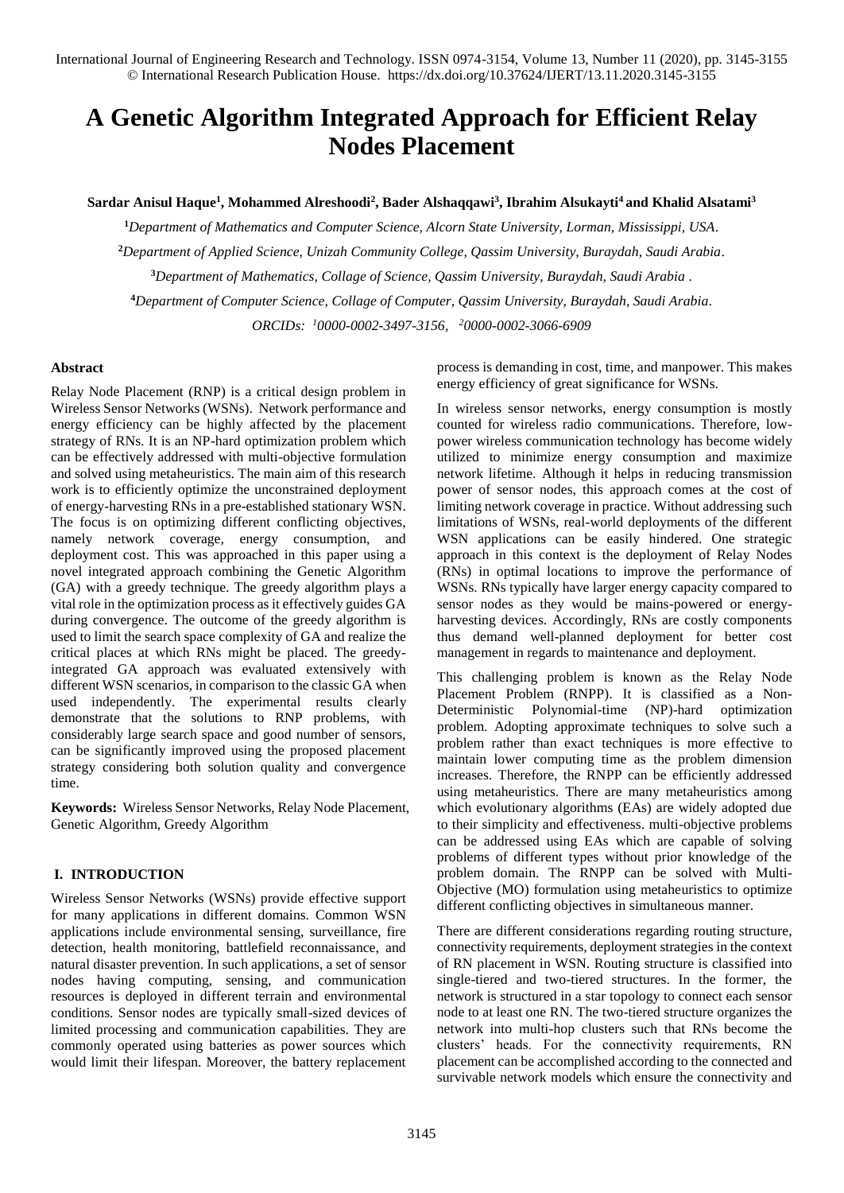# A Genetic Algorithm Integrated Approach for Efficient Relay Nodes Placement

**Sardar Anisul Haque[1], Mohammed Alreshoodi[2], Bader Alshaqqawi[3], Ibrahim Alsukayti[4] and Khalid Alsatami[3]**

[1]*Department of Mathematics and Computer Science, Alcorn State University, Lorman, Mississippi, USA.*

[2]*Department of Applied Science, Unizah Community College, Qassim University, Buraydah, Saudi Arabia.*

[3]*Department of Mathematics, Collage of Science, Qassim University, Buraydah, Saudi Arabia .*

[4]*Department of Computer Science, Collage of Computer, Qassim University, Buraydah, Saudi Arabia.*

*ORCIDs: [1]0000-0002-3497-3156, [2]0000-0002-3066-6909*

## Abstract

Relay Node Placement (RNP) is a critical design problem in Wireless Sensor Networks (WSNs). Network performance and energy efficiency can be highly affected by the placement strategy of RNs. It is an NP-hard optimization problem which can be effectively addressed with multi-objective formulation and solved using metaheuristics. The main aim of this research work is to efficiently optimize the unconstrained deployment of energy-harvesting RNs in a pre-established stationary WSN. The focus is on optimizing different conflicting objectives, namely network coverage, energy consumption, and deployment cost. This was approached in this paper using a novel integrated approach combining the Genetic Algorithm (GA) with a greedy technique. The greedy algorithm plays a vital role in the optimization process as it effectively guides GA during convergence. The outcome of the greedy algorithm is used to limit the search space complexity of GA and realize the critical places at which RNs might be placed. The greedy-integrated GA approach was evaluated extensively with different WSN scenarios, in comparison to the classic GA when used independently. The experimental results clearly demonstrate that the solutions to RNP problems, with considerably large search space and good number of sensors, can be significantly improved using the proposed placement strategy considering both solution quality and convergence time.

**Keywords:** Wireless Sensor Networks, Relay Node Placement, Genetic Algorithm, Greedy Algorithm

## I. INTRODUCTION

Wireless Sensor Networks (WSNs) provide effective support for many applications in different domains. Common WSN applications include environmental sensing, surveillance, fire detection, health monitoring, battlefield reconnaissance, and natural disaster prevention. In such applications, a set of sensor nodes having computing, sensing, and communication resources is deployed in different terrain and environmental conditions. Sensor nodes are typically small-sized devices of limited processing and communication capabilities. They are commonly operated using batteries as power sources which would limit their lifespan. Moreover, the battery replacement process is demanding in cost, time, and manpower. This makes energy efficiency of great significance for WSNs.

In wireless sensor networks, energy consumption is mostly counted for wireless radio communications. Therefore, low-power wireless communication technology has become widely utilized to minimize energy consumption and maximize network lifetime. Although it helps in reducing transmission power of sensor nodes, this approach comes at the cost of limiting network coverage in practice. Without addressing such limitations of WSNs, real-world deployments of the different WSN applications can be easily hindered. One strategic approach in this context is the deployment of Relay Nodes (RNs) in optimal locations to improve the performance of WSNs. RNs typically have larger energy capacity compared to sensor nodes as they would be mains-powered or energy-harvesting devices. Accordingly, RNs are costly components thus demand well-planned deployment for better cost management in regards to maintenance and deployment.

This challenging problem is known as the Relay Node Placement Problem (RNPP). It is classified as a Non-Deterministic Polynomial-time (NP)-hard optimization problem. Adopting approximate techniques to solve such a problem rather than exact techniques is more effective to maintain lower computing time as the problem dimension increases. Therefore, the RNPP can be efficiently addressed using metaheuristics. There are many metaheuristics among which evolutionary algorithms (EAs) are widely adopted due to their simplicity and effectiveness. multi-objective problems can be addressed using EAs which are capable of solving problems of different types without prior knowledge of the problem domain. The RNPP can be solved with Multi-Objective (MO) formulation using metaheuristics to optimize different conflicting objectives in simultaneous manner.

There are different considerations regarding routing structure, connectivity requirements, deployment strategies in the context of RN placement in WSN. Routing structure is classified into single-tiered and two-tiered structures. In the former, the network is structured in a star topology to connect each sensor node to at least one RN. The two-tiered structure organizes the network into multi-hop clusters such that RNs become the clusters' heads. For the connectivity requirements, RN placement can be accomplished according to the connected and survivable network models which ensure the connectivity and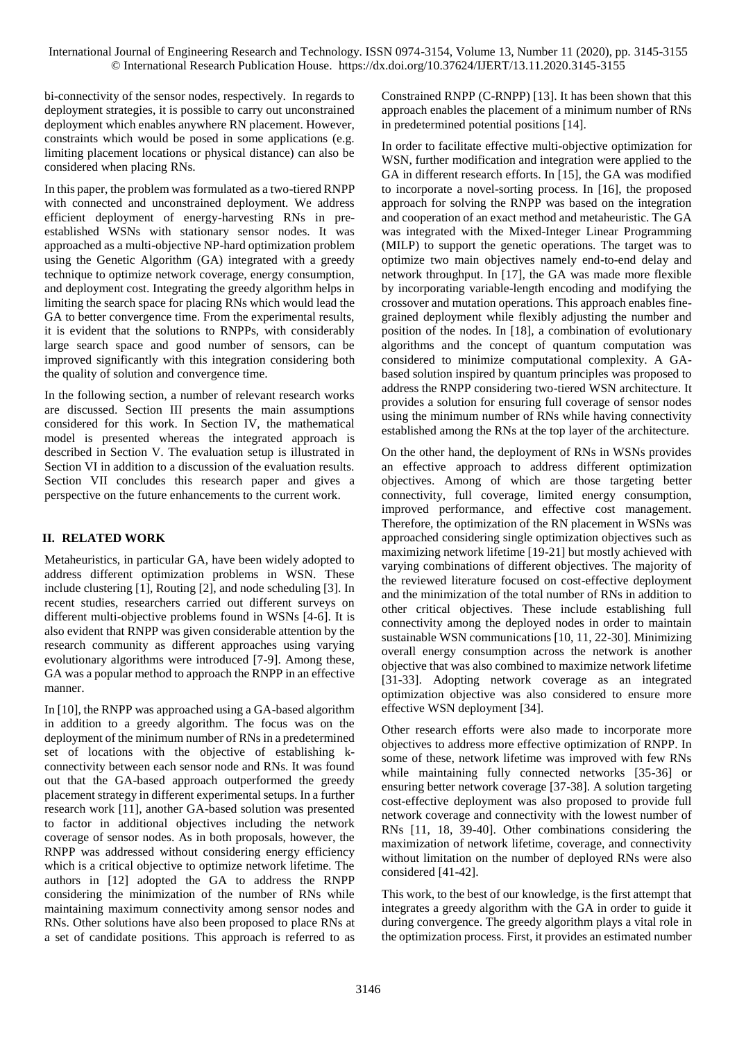bi-connectivity of the sensor nodes, respectively. In regards to deployment strategies, it is possible to carry out unconstrained deployment which enables anywhere RN placement. However, constraints which would be posed in some applications (e.g. limiting placement locations or physical distance) can also be considered when placing RNs.

In this paper, the problem was formulated as a two-tiered RNPP with connected and unconstrained deployment. We address efficient deployment of energy-harvesting RNs in pre-established WSNs with stationary sensor nodes. It was approached as a multi-objective NP-hard optimization problem using the Genetic Algorithm (GA) integrated with a greedy technique to optimize network coverage, energy consumption, and deployment cost. Integrating the greedy algorithm helps in limiting the search space for placing RNs which would lead the GA to better convergence time. From the experimental results, it is evident that the solutions to RNPPs, with considerably large search space and good number of sensors, can be improved significantly with this integration considering both the quality of solution and convergence time.

In the following section, a number of relevant research works are discussed. Section III presents the main assumptions considered for this work. In Section IV, the mathematical model is presented whereas the integrated approach is described in Section V. The evaluation setup is illustrated in Section VI in addition to a discussion of the evaluation results. Section VII concludes this research paper and gives a perspective on the future enhancements to the current work.

## II. RELATED WORK

Metaheuristics, in particular GA, have been widely adopted to address different optimization problems in WSN. These include clustering [1], Routing [2], and node scheduling [3]. In recent studies, researchers carried out different surveys on different multi-objective problems found in WSNs [4-6]. It is also evident that RNPP was given considerable attention by the research community as different approaches using varying evolutionary algorithms were introduced [7-9]. Among these, GA was a popular method to approach the RNPP in an effective manner.

In [10], the RNPP was approached using a GA-based algorithm in addition to a greedy algorithm. The focus was on the deployment of the minimum number of RNs in a predetermined set of locations with the objective of establishing k-connectivity between each sensor node and RNs. It was found out that the GA-based approach outperformed the greedy placement strategy in different experimental setups. In a further research work [11], another GA-based solution was presented to factor in additional objectives including the network coverage of sensor nodes. As in both proposals, however, the RNPP was addressed without considering energy efficiency which is a critical objective to optimize network lifetime. The authors in [12] adopted the GA to address the RNPP considering the minimization of the number of RNs while maintaining maximum connectivity among sensor nodes and RNs. Other solutions have also been proposed to place RNs at a set of candidate positions. This approach is referred to as Constrained RNPP (C-RNPP) [13]. It has been shown that this approach enables the placement of a minimum number of RNs in predetermined potential positions [14].

In order to facilitate effective multi-objective optimization for WSN, further modification and integration were applied to the GA in different research efforts. In [15], the GA was modified to incorporate a novel-sorting process. In [16], the proposed approach for solving the RNPP was based on the integration and cooperation of an exact method and metaheuristic. The GA was integrated with the Mixed-Integer Linear Programming (MILP) to support the genetic operations. The target was to optimize two main objectives namely end-to-end delay and network throughput. In [17], the GA was made more flexible by incorporating variable-length encoding and modifying the crossover and mutation operations. This approach enables fine-grained deployment while flexibly adjusting the number and position of the nodes. In [18], a combination of evolutionary algorithms and the concept of quantum computation was considered to minimize computational complexity. A GA-based solution inspired by quantum principles was proposed to address the RNPP considering two-tiered WSN architecture. It provides a solution for ensuring full coverage of sensor nodes using the minimum number of RNs while having connectivity established among the RNs at the top layer of the architecture.

On the other hand, the deployment of RNs in WSNs provides an effective approach to address different optimization objectives. Among of which are those targeting better connectivity, full coverage, limited energy consumption, improved performance, and effective cost management. Therefore, the optimization of the RN placement in WSNs was approached considering single optimization objectives such as maximizing network lifetime [19-21] but mostly achieved with varying combinations of different objectives. The majority of the reviewed literature focused on cost-effective deployment and the minimization of the total number of RNs in addition to other critical objectives. These include establishing full connectivity among the deployed nodes in order to maintain sustainable WSN communications [10, 11, 22-30]. Minimizing overall energy consumption across the network is another objective that was also combined to maximize network lifetime [31-33]. Adopting network coverage as an integrated optimization objective was also considered to ensure more effective WSN deployment [34].

Other research efforts were also made to incorporate more objectives to address more effective optimization of RNPP. In some of these, network lifetime was improved with few RNs while maintaining fully connected networks [35-36] or ensuring better network coverage [37-38]. A solution targeting cost-effective deployment was also proposed to provide full network coverage and connectivity with the lowest number of RNs [11, 18, 39-40]. Other combinations considering the maximization of network lifetime, coverage, and connectivity without limitation on the number of deployed RNs were also considered [41-42].

This work, to the best of our knowledge, is the first attempt that integrates a greedy algorithm with the GA in order to guide it during convergence. The greedy algorithm plays a vital role in the optimization process. First, it provides an estimated number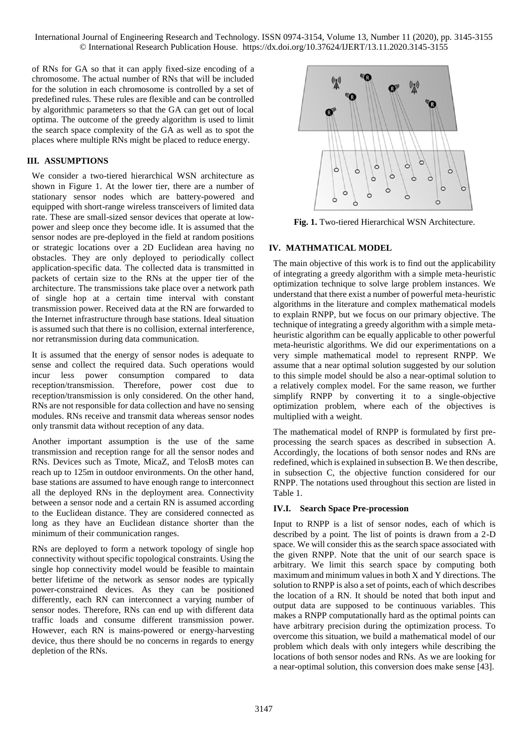of RNs for GA so that it can apply fixed-size encoding of a chromosome. The actual number of RNs that will be included for the solution in each chromosome is controlled by a set of predefined rules. These rules are flexible and can be controlled by algorithmic parameters so that the GA can get out of local optima. The outcome of the greedy algorithm is used to limit the search space complexity of the GA as well as to spot the places where multiple RNs might be placed to reduce energy.

## III. ASSUMPTIONS

We consider a two-tiered hierarchical WSN architecture as shown in Figure 1. At the lower tier, there are a number of stationary sensor nodes which are battery-powered and equipped with short-range wireless transceivers of limited data rate. These are small-sized sensor devices that operate at low-power and sleep once they become idle. It is assumed that the sensor nodes are pre-deployed in the field at random positions or strategic locations over a 2D Euclidean area having no obstacles. They are only deployed to periodically collect application-specific data. The collected data is transmitted in packets of certain size to the RNs at the upper tier of the architecture. The transmissions take place over a network path of single hop at a certain time interval with constant transmission power. Received data at the RN are forwarded to the Internet infrastructure through base stations. Ideal situation is assumed such that there is no collision, external interference, nor retransmission during data communication.

It is assumed that the energy of sensor nodes is adequate to sense and collect the required data. Such operations would incur less power consumption compared to data reception/transmission. Therefore, power cost due to reception/transmission is only considered. On the other hand, RNs are not responsible for data collection and have no sensing modules. RNs receive and transmit data whereas sensor nodes only transmit data without reception of any data.

Another important assumption is the use of the same transmission and reception range for all the sensor nodes and RNs. Devices such as Tmote, MicaZ, and TelosB motes can reach up to 125m in outdoor environments. On the other hand, base stations are assumed to have enough range to interconnect all the deployed RNs in the deployment area. Connectivity between a sensor node and a certain RN is assumed according to the Euclidean distance. They are considered connected as long as they have an Euclidean distance shorter than the minimum of their communication ranges.

RNs are deployed to form a network topology of single hop connectivity without specific topological constraints. Using the single hop connectivity model would be feasible to maintain better lifetime of the network as sensor nodes are typically power-constrained devices. As they can be positioned differently, each RN can interconnect a varying number of sensor nodes. Therefore, RNs can end up with different data traffic loads and consume different transmission power. However, each RN is mains-powered or energy-harvesting device, thus there should be no concerns in regards to energy depletion of the RNs.

**Fig. 1.** Two-tiered Hierarchical WSN Architecture.

## IV. MATHMATICAL MODEL

The main objective of this work is to find out the applicability of integrating a greedy algorithm with a simple meta-heuristic optimization technique to solve large problem instances. We understand that there exist a number of powerful meta-heuristic algorithms in the literature and complex mathematical models to explain RNPP, but we focus on our primary objective. The technique of integrating a greedy algorithm with a simple meta-heuristic algorithm can be equally applicable to other powerful meta-heuristic algorithms. We did our experimentations on a very simple mathematical model to represent RNPP. We assume that a near optimal solution suggested by our solution to this simple model should be also a near-optimal solution to a relatively complex model. For the same reason, we further simplify RNPP by converting it to a single-objective optimization problem, where each of the objectives is multiplied with a weight.

The mathematical model of RNPP is formulated by first pre-processing the search spaces as described in subsection A. Accordingly, the locations of both sensor nodes and RNs are redefined, which is explained in subsection B. We then describe, in subsection C, the objective function considered for our RNPP. The notations used throughout this section are listed in Table 1.

### IV.I. Search Space Pre-procession

Input to RNPP is a list of sensor nodes, each of which is described by a point. The list of points is drawn from a 2-D space. We will consider this as the search space associated with the given RNPP. Note that the unit of our search space is arbitrary. We limit this search space by computing both maximum and minimum values in both X and Y directions. The solution to RNPP is also a set of points, each of which describes the location of a RN. It should be noted that both input and output data are supposed to be continuous variables. This makes a RNPP computationally hard as the optimal points can have arbitrary precision during the optimization process. To overcome this situation, we build a mathematical model of our problem which deals with only integers while describing the locations of both sensor nodes and RNs. As we are looking for a near-optimal solution, this conversion does make sense [43].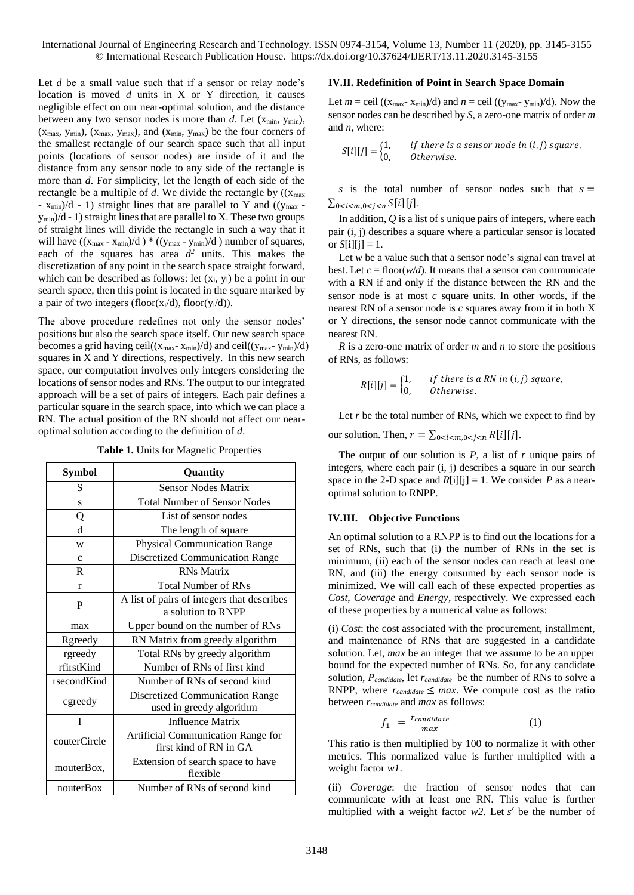Let $d$ be a small value such that if a sensor or relay node's location is moved $d$ units in X or Y direction, it causes negligible effect on our near-optimal solution, and the distance between any two sensor nodes is more than $d$. Let ($x_{min}$, $y_{min}$), ($x_{max}$, $y_{min}$), ($x_{max}$, $y_{max}$), and ($x_{min}$, $y_{max}$) be the four corners of the smallest rectangle of our search space such that all input points (locations of sensor nodes) are inside of it and the distance from any sensor node to any side of the rectangle is more than $d$. For simplicity, let the length of each side of the rectangle be a multiple of $d$. We divide the rectangle by (($x_{max}$ - $x_{min}$)/d - 1) straight lines that are parallel to Y and (($y_{max}$ - $y_{min}$)/d - 1) straight lines that are parallel to X. These two groups of straight lines will divide the rectangle in such a way that it will have (($x_{max}$ - $x_{min}$)/d ) * (($y_{max}$ - $y_{min}$)/d ) number of squares, each of the squares has area $d^2$ units. This makes the discretization of any point in the search space straight forward, which can be described as follows: let ($x_i$, $y_i$) be a point in our search space, then this point is located in the square marked by a pair of two integers (floor($x_i$/d), floor($y_i$/d)).

The above procedure redefines not only the sensor nodes' positions but also the search space itself. Our new search space becomes a grid having ceil(($x_{max}$- $x_{min}$)/d) and ceil(($y_{max}$- $y_{min}$)/d) squares in X and Y directions, respectively. In this new search space, our computation involves only integers considering the locations of sensor nodes and RNs. The output to our integrated approach will be a set of pairs of integers. Each pair defines a particular square in the search space, into which we can place a RN. The actual position of the RN should not affect our near-optimal solution according to the definition of $d$.

**Table 1.** Units for Magnetic Properties

| Symbol | Quantity |
|---|---|
| S | Sensor Nodes Matrix |
| s | Total Number of Sensor Nodes |
| Q | List of sensor nodes |
| d | The length of square |
| w | Physical Communication Range |
| c | Discretized Communication Range |
| R | RNs Matrix |
| r | Total Number of RNs |
| P | A list of pairs of integers that describes a solution to RNPP |
| max | Upper bound on the number of RNs |
| Rgreedy | RN Matrix from greedy algorithm |
| rgreedy | Total RNs by greedy algorithm |
| rfirstKind | Number of RNs of first kind |
| rsecondKind | Number of RNs of second kind |
| cgreedy | Discretized Communication Range used in greedy algorithm |
| I | Influence Matrix |
| couterCircle | Artificial Communication Range for first kind of RN in GA |
| mouterBox, | Extension of search space to have flexible |
| nouterBox | Number of RNs of second kind |

### IV.II. Redefinition of Point in Search Space Domain

Let $m$ = ceil (($x_{max}$- $x_{min}$)/d) and $n$ = ceil (($y_{max}$- $y_{min}$)/d). Now the sensor nodes can be described by $S$, a zero-one matrix of order $m$ and $n$, where:

$$S[i][j] = \begin{cases} 1, & \text{if there is a sensor node in } (i, j) \text{ square,} \\ 0, & \text{Otherwise.} \end{cases}$$

$s$ is the total number of sensor nodes such that $s = \sum_{0<i<m, 0<j<n} S[i][j]$.

In addition, $Q$ is a list of $s$ unique pairs of integers, where each pair (i, j) describes a square where a particular sensor is located or $S$[i][j] = 1.

Let $w$ be a value such that a sensor node's signal can travel at best. Let $c$ = floor($w$/$d$). It means that a sensor can communicate with a RN if and only if the distance between the RN and the sensor node is at most $c$ square units. In other words, if the nearest RN of a sensor node is $c$ squares away from it in both X or Y directions, the sensor node cannot communicate with the nearest RN.

$R$ is a zero-one matrix of order $m$ and $n$ to store the positions of RNs, as follows:

$$R[i][j] = \begin{cases} 1, & \text{if there is a RN in } (i, j) \text{ square,} \\ 0, & \text{Otherwise.} \end{cases}$$

Let $r$ be the total number of RNs, which we expect to find by our solution. Then, $r = \sum_{0<i<m, 0<j<n} R[i][j]$.

The output of our solution is $P$, a list of $r$ unique pairs of integers, where each pair (i, j) describes a square in our search space in the 2-D space and $R$[i][j] = 1. We consider $P$ as a near-optimal solution to RNPP.

### IV.III. Objective Functions

An optimal solution to a RNPP is to find out the locations for a set of RNs, such that (i) the number of RNs in the set is minimum, (ii) each of the sensor nodes can reach at least one RN, and (iii) the energy consumed by each sensor node is minimized. We will call each of these expected properties as *Cost*, *Coverage* and *Energy*, respectively. We expressed each of these properties by a numerical value as follows:

(i) *Cost*: the cost associated with the procurement, installment, and maintenance of RNs that are suggested in a candidate solution. Let, *max* be an integer that we assume to be an upper bound for the expected number of RNs. So, for any candidate solution, $P_{candidate}$, let $r_{candidate}$ be the number of RNs to solve a RNPP, where $r_{candidate} \leq max$. We compute cost as the ratio between $r_{candidate}$ and $max$ as follows:

$$f_1 = \frac{r_{candidate}}{max} \quad (1)$$

This ratio is then multiplied by 100 to normalize it with other metrics. This normalized value is further multiplied with a weight factor $w1$.

(ii) *Coverage*: the fraction of sensor nodes that can communicate with at least one RN. This value is further multiplied with a weight factor $w2$. Let $s'$ be the number of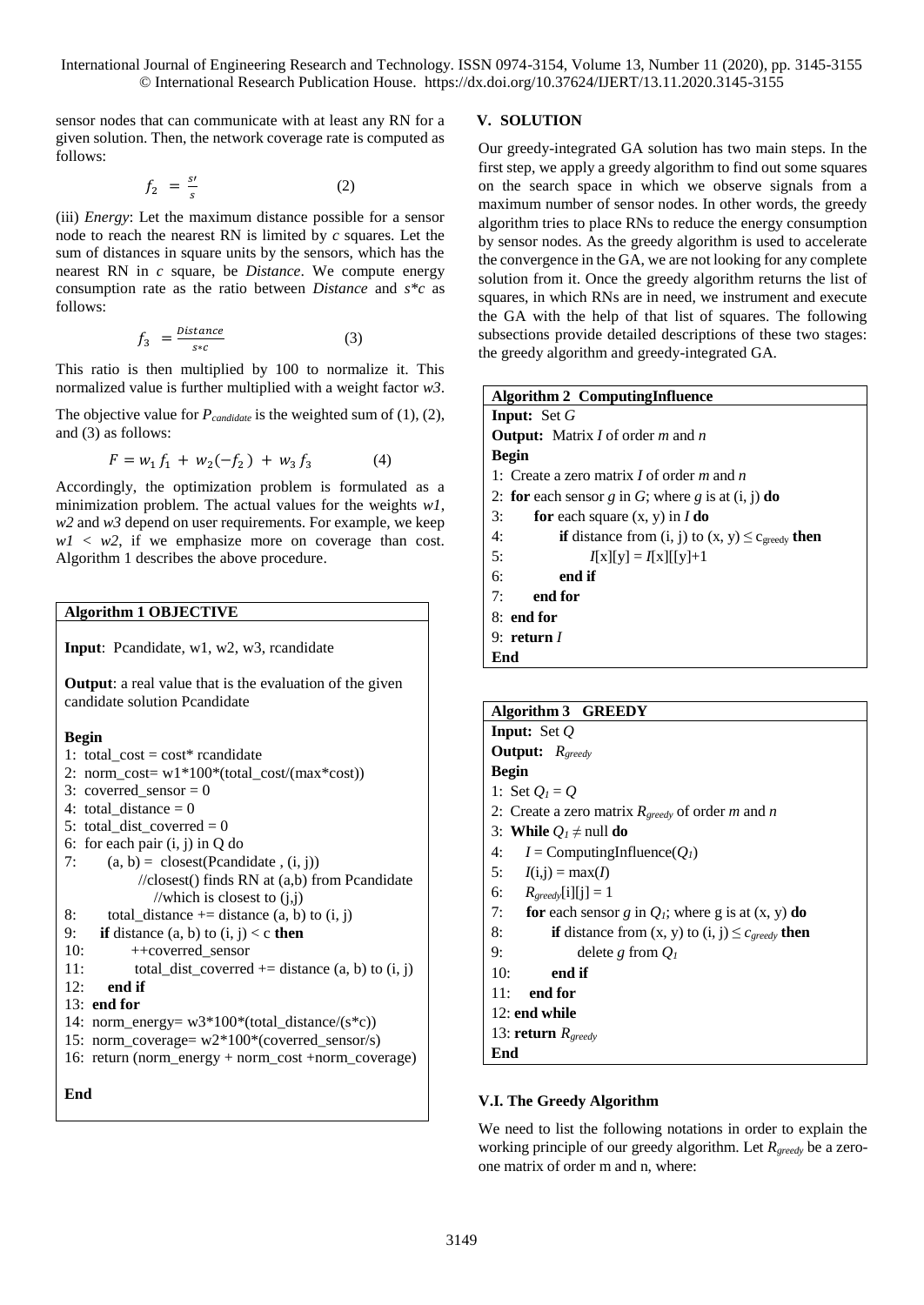sensor nodes that can communicate with at least any RN for a given solution. Then, the network coverage rate is computed as follows:

$$f_2 = \frac{s\prime}{s} \tag{2}$$

(iii) *Energy*: Let the maximum distance possible for a sensor node to reach the nearest RN is limited by *c* squares. Let the sum of distances in square units by the sensors, which has the nearest RN in *c* square, be *Distance*. We compute energy consumption rate as the ratio between *Distance* and *s\*c* as follows:

$$f_3 = \frac{Distance}{s*c} \tag{3}$$

This ratio is then multiplied by 100 to normalize it. This normalized value is further multiplied with a weight factor *w3*.

The objective value for $P_{candidate}$ is the weighted sum of (1), (2), and (3) as follows:

$$F = w_1 f_1 + w_2(-f_2) + w_3 f_3 \tag{4}$$

Accordingly, the optimization problem is formulated as a minimization problem. The actual values for the weights *w1*, *w2* and *w3* depend on user requirements. For example, we keep $w1 < w2$, if we emphasize more on coverage than cost. Algorithm 1 describes the above procedure.

**Algorithm 1 OBJECTIVE**

**Input**: Pcandidate, w1, w2, w3, rcandidate

**Output**: a real value that is the evaluation of the given candidate solution Pcandidate

**Begin**

```
1:  total_cost = cost* rcandidate
2:  norm_cost= w1*100*(total_cost/(max*cost))
3:  coverred_sensor = 0
4:  total_distance = 0
5:  total_dist_coverred = 0
6:  for each pair (i, j) in Q do
7:      (a, b) = closest(Pcandidate , (i, j))
            //closest() finds RN at (a,b) from Pcandidate
            //which is closest to (j,j)
8:      total_distance += distance (a, b) to (i, j)
9:      if distance (a, b) to (i, j) < c then
10:         ++coverred_sensor
11:         total_dist_coverred += distance (a, b) to (i, j)
12:     end if
13: end for
14: norm_energy= w3*100*(total_distance/(s*c))
15: norm_coverage= w2*100*(coverred_sensor/s)
16: return (norm_energy + norm_cost +norm_coverage)
```

**End**

## V. SOLUTION

Our greedy-integrated GA solution has two main steps. In the first step, we apply a greedy algorithm to find out some squares on the search space in which we observe signals from a maximum number of sensor nodes. In other words, the greedy algorithm tries to place RNs to reduce the energy consumption by sensor nodes. As the greedy algorithm is used to accelerate the convergence in the GA, we are not looking for any complete solution from it. Once the greedy algorithm returns the list of squares, in which RNs are in need, we instrument and execute the GA with the help of that list of squares. The following subsections provide detailed descriptions of these two stages: the greedy algorithm and greedy-integrated GA.

**Algorithm 2 ComputingInfluence**

**Input:** Set *G*

**Output:** Matrix *I* of order *m* and *n*

**Begin**

1: Create a zero matrix *I* of order *m* and *n*
2: **for** each sensor *g* in *G*; where *g* is at (i, j) **do**
3: &nbsp;&nbsp;&nbsp;&nbsp;**for** each square (x, y) in *I* **do**
4: &nbsp;&nbsp;&nbsp;&nbsp;&nbsp;&nbsp;&nbsp;&nbsp;**if** distance from (i, j) to (x, y) $\leq c_{greedy}$ **then**
5: &nbsp;&nbsp;&nbsp;&nbsp;&nbsp;&nbsp;&nbsp;&nbsp;&nbsp;&nbsp;&nbsp;&nbsp;$I[x][y] = I[x][[y]+1$
6: &nbsp;&nbsp;&nbsp;&nbsp;&nbsp;&nbsp;&nbsp;&nbsp;**end if**
7: &nbsp;&nbsp;&nbsp;&nbsp;**end for**
8: **end for**
9: **return** *I*

**End**

**Algorithm 3 GREEDY**

**Input:** Set *Q*

**Output:** $R_{greedy}$

**Begin**

1: Set $Q_1 = Q$
2: Create a zero matrix $R_{greedy}$ of order *m* and *n*
3: **While** $Q_1 \neq$ null **do**
4: &nbsp;&nbsp;&nbsp;&nbsp;$I$ = ComputingInfluence($Q_1$)
5: &nbsp;&nbsp;&nbsp;&nbsp;$I(i,j) = \max(I)$
6: &nbsp;&nbsp;&nbsp;&nbsp;$R_{greedy}[i][j] = 1$
7: &nbsp;&nbsp;&nbsp;&nbsp;**for** each sensor *g* in $Q_1$; where g is at (x, y) **do**
8: &nbsp;&nbsp;&nbsp;&nbsp;&nbsp;&nbsp;&nbsp;&nbsp;**if** distance from (x, y) to (i, j) $\leq c_{greedy}$ **then**
9: &nbsp;&nbsp;&nbsp;&nbsp;&nbsp;&nbsp;&nbsp;&nbsp;&nbsp;&nbsp;&nbsp;&nbsp;delete *g* from $Q_1$
10: &nbsp;&nbsp;&nbsp;&nbsp;&nbsp;&nbsp;&nbsp;**end if**
11: &nbsp;&nbsp;&nbsp;**end for**
12: **end while**
13: **return** $R_{greedy}$

**End**

### V.I. The Greedy Algorithm

We need to list the following notations in order to explain the working principle of our greedy algorithm. Let $R_{greedy}$ be a zero-one matrix of order m and n, where: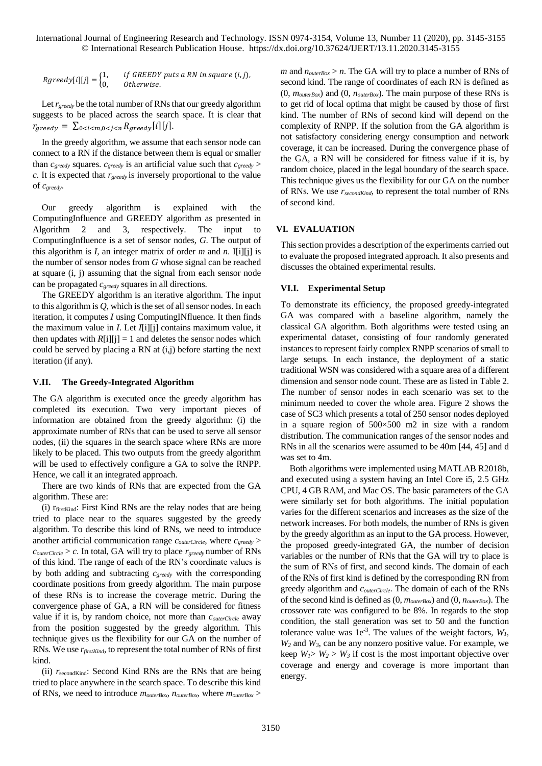$$Rgreedy[i][j] = \begin{cases} 1, & \text{if GREEDY puts a RN in square } (i,j), \\ 0, & \text{Otherwise.} \end{cases}$$

Let $r_{greedy}$ be the total number of RNs that our greedy algorithm suggests to be placed across the search space. It is clear that $r_{greedy} = \sum_{0<i<m, 0<j<n} R_{greedy}[i][j]$.

In the greedy algorithm, we assume that each sensor node can connect to a RN if the distance between them is equal or smaller than $c_{greedy}$ squares. $c_{greedy}$ is an artificial value such that $c_{greedy} > c$. It is expected that $r_{greedy}$ is inversely proportional to the value of $c_{greedy}$.

Our greedy algorithm is explained with the ComputingInfluence and GREEDY algorithm as presented in Algorithm 2 and 3, respectively. The input to ComputingInfluence is a set of sensor nodes, *G*. The output of this algorithm is *I*, an integer matrix of order *m* and *n*. I[i][j] is the number of sensor nodes from *G* whose signal can be reached at square (i, j) assuming that the signal from each sensor node can be propagated $c_{greedy}$ squares in all directions.

The GREEDY algorithm is an iterative algorithm. The input to this algorithm is *Q*, which is the set of all sensor nodes. In each iteration, it computes *I* using ComputingINfluence. It then finds the maximum value in *I*. Let *I*[i][j] contains maximum value, it then updates with *R*[i][j] = 1 and deletes the sensor nodes which could be served by placing a RN at (i,j) before starting the next iteration (if any).

### V.II. The Greedy-Integrated Algorithm

The GA algorithm is executed once the greedy algorithm has completed its execution. Two very important pieces of information are obtained from the greedy algorithm: (i) the approximate number of RNs that can be used to serve all sensor nodes, (ii) the squares in the search space where RNs are more likely to be placed. This two outputs from the greedy algorithm will be used to effectively configure a GA to solve the RNPP. Hence, we call it an integrated approach.

There are two kinds of RNs that are expected from the GA algorithm. These are:

(i) $r_{firstKind}$: First Kind RNs are the relay nodes that are being tried to place near to the squares suggested by the greedy algorithm. To describe this kind of RNs, we need to introduce another artificial communication range $c_{outerCircle}$, where $c_{greedy} > c_{outerCircle} > c$. In total, GA will try to place $r_{greedy}$ number of RNs of this kind. The range of each of the RN's coordinate values is by both adding and subtracting $c_{greedy}$ with the corresponding coordinate positions from greedy algorithm. The main purpose of these RNs is to increase the coverage metric. During the convergence phase of GA, a RN will be considered for fitness value if it is, by random choice, not more than $c_{outerCircle}$ away from the position suggested by the greedy algorithm. This technique gives us the flexibility for our GA on the number of RNs. We use $r_{firstKind}$, to represent the total number of RNs of first kind.

(ii) $r_{secondKind}$: Second Kind RNs are the RNs that are being tried to place anywhere in the search space. To describe this kind of RNs, we need to introduce $m_{outerBox}$, $n_{outerBox}$, where $m_{outerBox} > m$ and $n_{outerBox} > n$. The GA will try to place a number of RNs of second kind. The range of coordinates of each RN is defined as (0, $m_{outerBox}$) and (0, $n_{outerBox}$). The main purpose of these RNs is to get rid of local optima that might be caused by those of first kind. The number of RNs of second kind will depend on the complexity of RNPP. If the solution from the GA algorithm is not satisfactory considering energy consumption and network coverage, it can be increased. During the convergence phase of the GA, a RN will be considered for fitness value if it is, by random choice, placed in the legal boundary of the search space. This technique gives us the flexibility for our GA on the number of RNs. We use $r_{secondKind}$, to represent the total number of RNs of second kind.

## VI. EVALUATION

This section provides a description of the experiments carried out to evaluate the proposed integrated approach. It also presents and discusses the obtained experimental results.

### VI.I. Experimental Setup

To demonstrate its efficiency, the proposed greedy-integrated GA was compared with a baseline algorithm, namely the classical GA algorithm. Both algorithms were tested using an experimental dataset, consisting of four randomly generated instances to represent fairly complex RNPP scenarios of small to large setups. In each instance, the deployment of a static traditional WSN was considered with a square area of a different dimension and sensor node count. These are as listed in Table 2. The number of sensor nodes in each scenario was set to the minimum needed to cover the whole area. Figure 2 shows the case of SC3 which presents a total of 250 sensor nodes deployed in a square region of 500×500 m2 in size with a random distribution. The communication ranges of the sensor nodes and RNs in all the scenarios were assumed to be 40m [44, 45] and d was set to 4m.

Both algorithms were implemented using MATLAB R2018b, and executed using a system having an Intel Core i5, 2.5 GHz CPU, 4 GB RAM, and Mac OS. The basic parameters of the GA were similarly set for both algorithms. The initial population varies for the different scenarios and increases as the size of the network increases. For both models, the number of RNs is given by the greedy algorithm as an input to the GA process. However, the proposed greedy-integrated GA, the number of decision variables or the number of RNs that the GA will try to place is the sum of RNs of first, and second kinds. The domain of each of the RNs of first kind is defined by the corresponding RN from greedy algorithm and $c_{outerCircle}$. The domain of each of the RNs of the second kind is defined as (0, $m_{outerBox}$) and (0, $n_{outerBox}$). The crossover rate was configured to be 8%. In regards to the stop condition, the stall generation was set to 50 and the function tolerance value was $1e^{-3}$. The values of the weight factors, $W_1$, $W_2$ and $W_3$, can be any nonzero positive value. For example, we keep $W_1 > W_2 > W_3$ if cost is the most important objective over coverage and energy and coverage is more important than energy.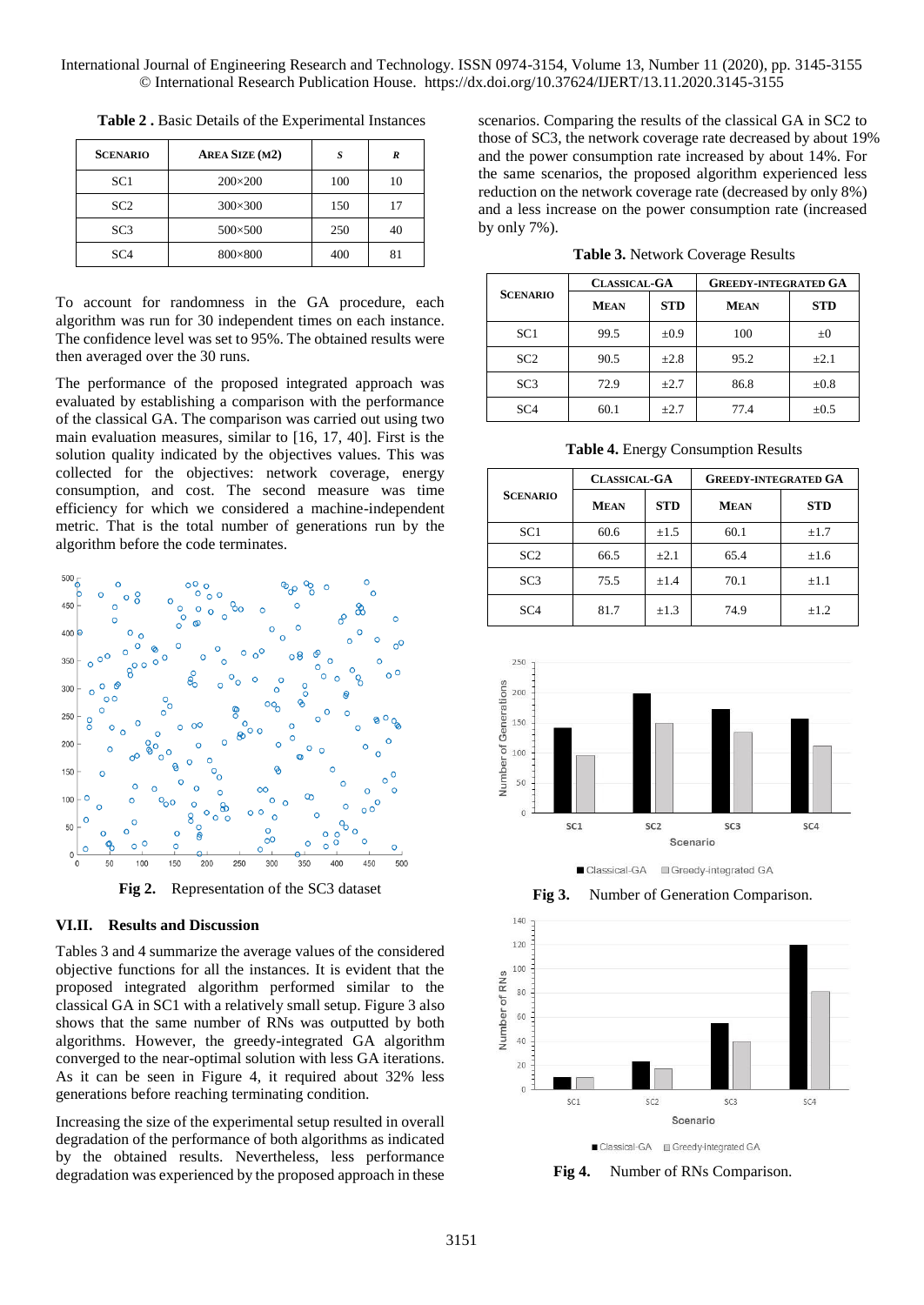**Table 2 .** Basic Details of the Experimental Instances

| SCENARIO | AREA SIZE (M2) | *S* | *R* |
|---|---|---|---|
| SC1 | 200×200 | 100 | 10 |
| SC2 | 300×300 | 150 | 17 |
| SC3 | 500×500 | 250 | 40 |
| SC4 | 800×800 | 400 | 81 |

To account for randomness in the GA procedure, each algorithm was run for 30 independent times on each instance. The confidence level was set to 95%. The obtained results were then averaged over the 30 runs.

The performance of the proposed integrated approach was evaluated by establishing a comparison with the performance of the classical GA. The comparison was carried out using two main evaluation measures, similar to [16, 17, 40]. First is the solution quality indicated by the objectives values. This was collected for the objectives: network coverage, energy consumption, and cost. The second measure was time efficiency for which we considered a machine-independent metric. That is the total number of generations run by the algorithm before the code terminates.

**Fig 2.** Representation of the SC3 dataset

## VI.II. Results and Discussion

Tables 3 and 4 summarize the average values of the considered objective functions for all the instances. It is evident that the proposed integrated algorithm performed similar to the classical GA in SC1 with a relatively small setup. Figure 3 also shows that the same number of RNs was outputted by both algorithms. However, the greedy-integrated GA algorithm converged to the near-optimal solution with less GA iterations. As it can be seen in Figure 4, it required about 32% less generations before reaching terminating condition.

Increasing the size of the experimental setup resulted in overall degradation of the performance of both algorithms as indicated by the obtained results. Nevertheless, less performance degradation was experienced by the proposed approach in these scenarios. Comparing the results of the classical GA in SC2 to those of SC3, the network coverage rate decreased by about 19% and the power consumption rate increased by about 14%. For the same scenarios, the proposed algorithm experienced less reduction on the network coverage rate (decreased by only 8%) and a less increase on the power consumption rate (increased by only 7%).

**Table 3.** Network Coverage Results

| SCENARIO | CLASSICAL-GA | | GREEDY-INTEGRATED GA | |
|---|---|---|---|---|
| | MEAN | STD | MEAN | STD |
| SC1 | 99.5 | ±0.9 | 100 | ±0 |
| SC2 | 90.5 | ±2.8 | 95.2 | ±2.1 |
| SC3 | 72.9 | ±2.7 | 86.8 | ±0.8 |
| SC4 | 60.1 | ±2.7 | 77.4 | ±0.5 |

**Table 4.** Energy Consumption Results

| SCENARIO | CLASSICAL-GA | | GREEDY-INTEGRATED GA | |
|---|---|---|---|---|
| | MEAN | STD | MEAN | STD |
| SC1 | 60.6 | ±1.5 | 60.1 | ±1.7 |
| SC2 | 66.5 | ±2.1 | 65.4 | ±1.6 |
| SC3 | 75.5 | ±1.4 | 70.1 | ±1.1 |
| SC4 | 81.7 | ±1.3 | 74.9 | ±1.2 |

**Fig 3.** Number of Generation Comparison.

**Fig 4.** Number of RNs Comparison.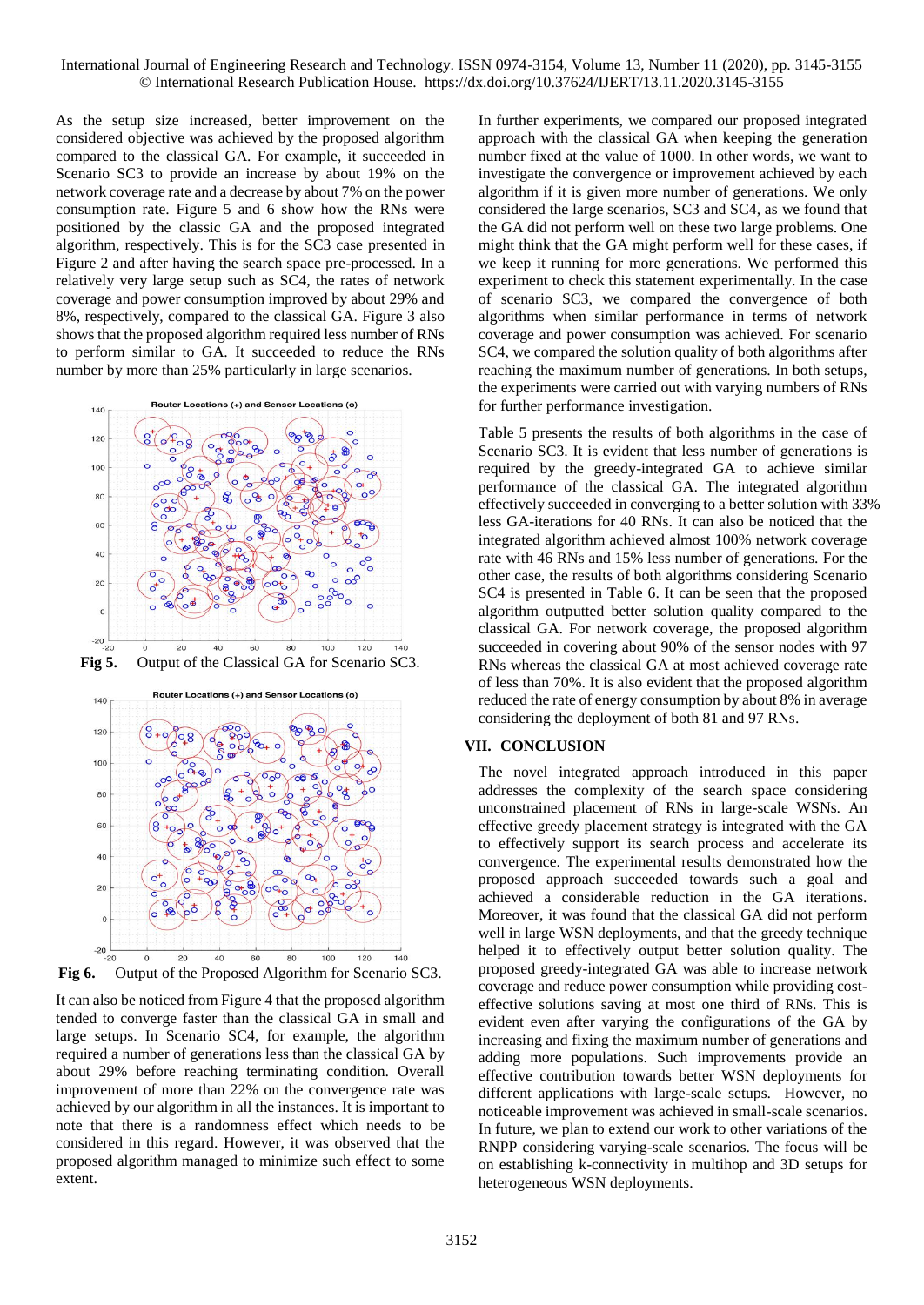As the setup size increased, better improvement on the considered objective was achieved by the proposed algorithm compared to the classical GA. For example, it succeeded in Scenario SC3 to provide an increase by about 19% on the network coverage rate and a decrease by about 7% on the power consumption rate. Figure 5 and 6 show how the RNs were positioned by the classic GA and the proposed integrated algorithm, respectively. This is for the SC3 case presented in Figure 2 and after having the search space pre-processed. In a relatively very large setup such as SC4, the rates of network coverage and power consumption improved by about 29% and 8%, respectively, compared to the classical GA. Figure 3 also shows that the proposed algorithm required less number of RNs to perform similar to GA. It succeeded to reduce the RNs number by more than 25% particularly in large scenarios.

**Fig 5.** Output of the Classical GA for Scenario SC3.

**Fig 6.** Output of the Proposed Algorithm for Scenario SC3.

It can also be noticed from Figure 4 that the proposed algorithm tended to converge faster than the classical GA in small and large setups. In Scenario SC4, for example, the algorithm required a number of generations less than the classical GA by about 29% before reaching terminating condition. Overall improvement of more than 22% on the convergence rate was achieved by our algorithm in all the instances. It is important to note that there is a randomness effect which needs to be considered in this regard. However, it was observed that the proposed algorithm managed to minimize such effect to some extent.

In further experiments, we compared our proposed integrated approach with the classical GA when keeping the generation number fixed at the value of 1000. In other words, we want to investigate the convergence or improvement achieved by each algorithm if it is given more number of generations. We only considered the large scenarios, SC3 and SC4, as we found that the GA did not perform well on these two large problems. One might think that the GA might perform well for these cases, if we keep it running for more generations. We performed this experiment to check this statement experimentally. In the case of scenario SC3, we compared the convergence of both algorithms when similar performance in terms of network coverage and power consumption was achieved. For scenario SC4, we compared the solution quality of both algorithms after reaching the maximum number of generations. In both setups, the experiments were carried out with varying numbers of RNs for further performance investigation.

Table 5 presents the results of both algorithms in the case of Scenario SC3. It is evident that less number of generations is required by the greedy-integrated GA to achieve similar performance of the classical GA. The integrated algorithm effectively succeeded in converging to a better solution with 33% less GA-iterations for 40 RNs. It can also be noticed that the integrated algorithm achieved almost 100% network coverage rate with 46 RNs and 15% less number of generations. For the other case, the results of both algorithms considering Scenario SC4 is presented in Table 6. It can be seen that the proposed algorithm outputted better solution quality compared to the classical GA. For network coverage, the proposed algorithm succeeded in covering about 90% of the sensor nodes with 97 RNs whereas the classical GA at most achieved coverage rate of less than 70%. It is also evident that the proposed algorithm reduced the rate of energy consumption by about 8% in average considering the deployment of both 81 and 97 RNs.

## VII. CONCLUSION

The novel integrated approach introduced in this paper addresses the complexity of the search space considering unconstrained placement of RNs in large-scale WSNs. An effective greedy placement strategy is integrated with the GA to effectively support its search process and accelerate its convergence. The experimental results demonstrated how the proposed approach succeeded towards such a goal and achieved a considerable reduction in the GA iterations. Moreover, it was found that the classical GA did not perform well in large WSN deployments, and that the greedy technique helped it to effectively output better solution quality. The proposed greedy-integrated GA was able to increase network coverage and reduce power consumption while providing cost-effective solutions saving at most one third of RNs. This is evident even after varying the configurations of the GA by increasing and fixing the maximum number of generations and adding more populations. Such improvements provide an effective contribution towards better WSN deployments for different applications with large-scale setups. However, no noticeable improvement was achieved in small-scale scenarios. In future, we plan to extend our work to other variations of the RNPP considering varying-scale scenarios. The focus will be on establishing k-connectivity in multihop and 3D setups for heterogeneous WSN deployments.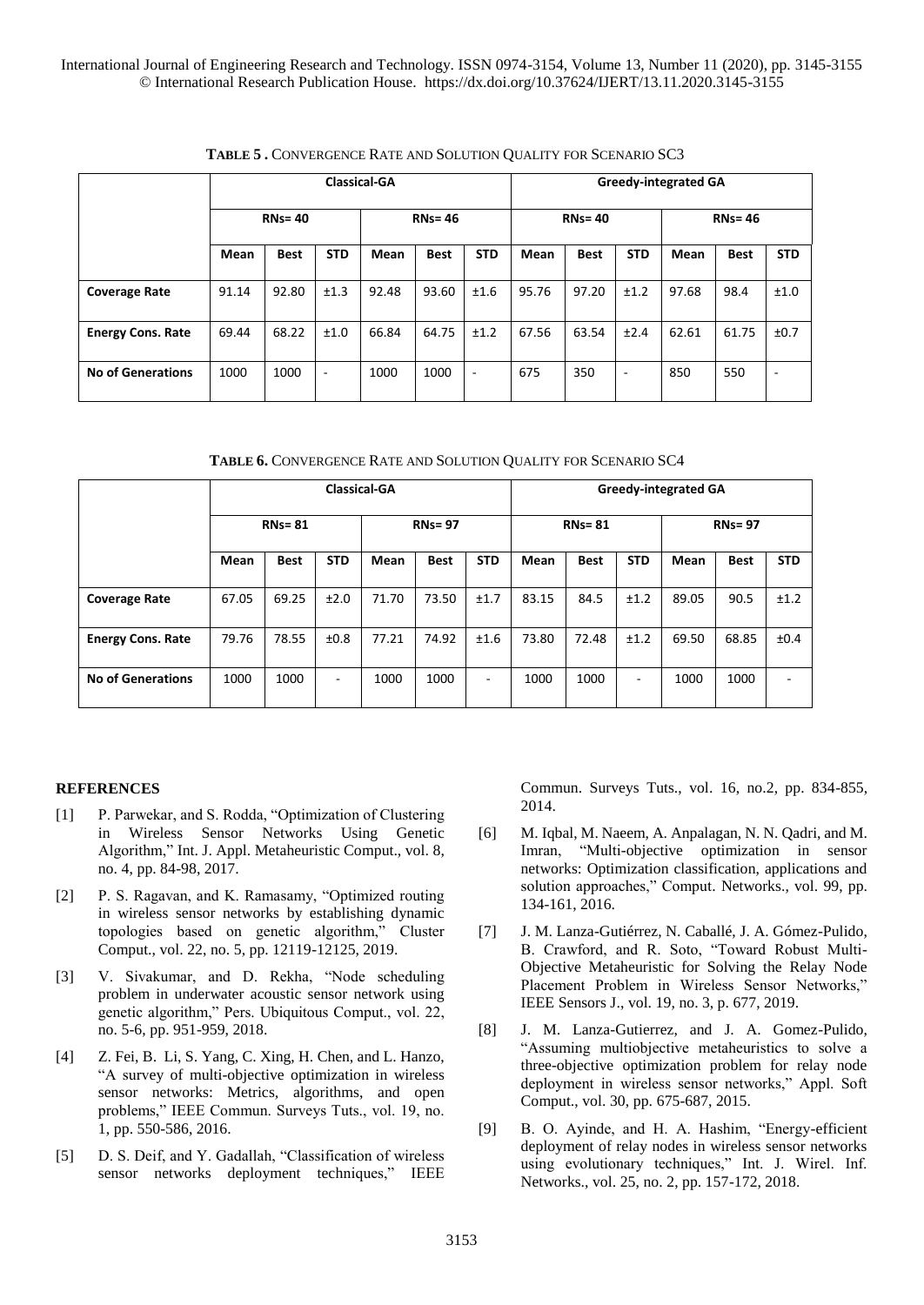**TABLE 5 .** CONVERGENCE RATE AND SOLUTION QUALITY FOR SCENARIO SC3

| | Classical-GA | | | | | | Greedy-integrated GA | | | | | |
|---|---|---|---|---|---|---|---|---|---|---|---|---|
| | RNs= 40 | | | RNs= 46 | | | RNs= 40 | | | RNs= 46 | | |
| | Mean | Best | STD | Mean | Best | STD | Mean | Best | STD | Mean | Best | STD |
| **Coverage Rate** | 91.14 | 92.80 | ±1.3 | 92.48 | 93.60 | ±1.6 | 95.76 | 97.20 | ±1.2 | 97.68 | 98.4 | ±1.0 |
| **Energy Cons. Rate** | 69.44 | 68.22 | ±1.0 | 66.84 | 64.75 | ±1.2 | 67.56 | 63.54 | ±2.4 | 62.61 | 61.75 | ±0.7 |
| **No of Generations** | 1000 | 1000 | - | 1000 | 1000 | - | 675 | 350 | - | 850 | 550 | - |

**TABLE 6.** CONVERGENCE RATE AND SOLUTION QUALITY FOR SCENARIO SC4

| | Classical-GA | | | | | | Greedy-integrated GA | | | | | |
|---|---|---|---|---|---|---|---|---|---|---|---|---|
| | RNs= 81 | | | RNs= 97 | | | RNs= 81 | | | RNs= 97 | | |
| | Mean | Best | STD | Mean | Best | STD | Mean | Best | STD | Mean | Best | STD |
| **Coverage Rate** | 67.05 | 69.25 | ±2.0 | 71.70 | 73.50 | ±1.7 | 83.15 | 84.5 | ±1.2 | 89.05 | 90.5 | ±1.2 |
| **Energy Cons. Rate** | 79.76 | 78.55 | ±0.8 | 77.21 | 74.92 | ±1.6 | 73.80 | 72.48 | ±1.2 | 69.50 | 68.85 | ±0.4 |
| **No of Generations** | 1000 | 1000 | - | 1000 | 1000 | - | 1000 | 1000 | - | 1000 | 1000 | - |

## REFERENCES

[1] P. Parwekar, and S. Rodda, "Optimization of Clustering in Wireless Sensor Networks Using Genetic Algorithm," Int. J. Appl. Metaheuristic Comput., vol. 8, no. 4, pp. 84-98, 2017.

[2] P. S. Ragavan, and K. Ramasamy, "Optimized routing in wireless sensor networks by establishing dynamic topologies based on genetic algorithm," Cluster Comput., vol. 22, no. 5, pp. 12119-12125, 2019.

[3] V. Sivakumar, and D. Rekha, "Node scheduling problem in underwater acoustic sensor network using genetic algorithm," Pers. Ubiquitous Comput., vol. 22, no. 5-6, pp. 951-959, 2018.

[4] Z. Fei, B. Li, S. Yang, C. Xing, H. Chen, and L. Hanzo, "A survey of multi-objective optimization in wireless sensor networks: Metrics, algorithms, and open problems," IEEE Commun. Surveys Tuts., vol. 19, no. 1, pp. 550-586, 2016.

[5] D. S. Deif, and Y. Gadallah, "Classification of wireless sensor networks deployment techniques," IEEE Commun. Surveys Tuts., vol. 16, no.2, pp. 834-855, 2014.

[6] M. Iqbal, M. Naeem, A. Anpalagan, N. N. Qadri, and M. Imran, "Multi-objective optimization in sensor networks: Optimization classification, applications and solution approaches," Comput. Networks., vol. 99, pp. 134-161, 2016.

[7] J. M. Lanza-Gutiérrez, N. Caballé, J. A. Gómez-Pulido, B. Crawford, and R. Soto, "Toward Robust Multi-Objective Metaheuristic for Solving the Relay Node Placement Problem in Wireless Sensor Networks," IEEE Sensors J., vol. 19, no. 3, p. 677, 2019.

[8] J. M. Lanza-Gutierrez, and J. A. Gomez-Pulido, "Assuming multiobjective metaheuristics to solve a three-objective optimization problem for relay node deployment in wireless sensor networks," Appl. Soft Comput., vol. 30, pp. 675-687, 2015.

[9] B. O. Ayinde, and H. A. Hashim, "Energy-efficient deployment of relay nodes in wireless sensor networks using evolutionary techniques," Int. J. Wirel. Inf. Networks., vol. 25, no. 2, pp. 157-172, 2018.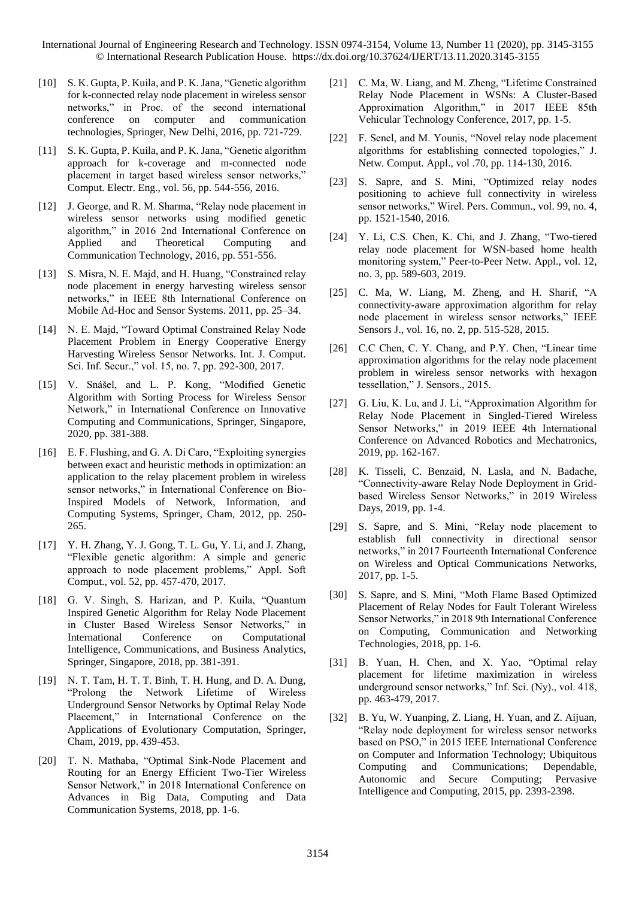[10] S. K. Gupta, P. Kuila, and P. K. Jana, "Genetic algorithm for k-connected relay node placement in wireless sensor networks," in Proc. of the second international conference on computer and communication technologies, Springer, New Delhi, 2016, pp. 721-729.

[11] S. K. Gupta, P. Kuila, and P. K. Jana, "Genetic algorithm approach for k-coverage and m-connected node placement in target based wireless sensor networks," Comput. Electr. Eng., vol. 56, pp. 544-556, 2016.

[12] J. George, and R. M. Sharma, "Relay node placement in wireless sensor networks using modified genetic algorithm," in 2016 2nd International Conference on Applied and Theoretical Computing and Communication Technology, 2016, pp. 551-556.

[13] S. Misra, N. E. Majd, and H. Huang, "Constrained relay node placement in energy harvesting wireless sensor networks," in IEEE 8th International Conference on Mobile Ad-Hoc and Sensor Systems. 2011, pp. 25–34.

[14] N. E. Majd, "Toward Optimal Constrained Relay Node Placement Problem in Energy Cooperative Energy Harvesting Wireless Sensor Networks. Int. J. Comput. Sci. Inf. Secur.," vol. 15, no. 7, pp. 292-300, 2017.

[15] V. Snášel, and L. P. Kong, "Modified Genetic Algorithm with Sorting Process for Wireless Sensor Network," in International Conference on Innovative Computing and Communications, Springer, Singapore, 2020, pp. 381-388.

[16] E. F. Flushing, and G. A. Di Caro, "Exploiting synergies between exact and heuristic methods in optimization: an application to the relay placement problem in wireless sensor networks," in International Conference on Bio-Inspired Models of Network, Information, and Computing Systems, Springer, Cham, 2012, pp. 250-265.

[17] Y. H. Zhang, Y. J. Gong, T. L. Gu, Y. Li, and J. Zhang, "Flexible genetic algorithm: A simple and generic approach to node placement problems," Appl. Soft Comput., vol. 52, pp. 457-470, 2017.

[18] G. V. Singh, S. Harizan, and P. Kuila, "Quantum Inspired Genetic Algorithm for Relay Node Placement in Cluster Based Wireless Sensor Networks," in International Conference on Computational Intelligence, Communications, and Business Analytics, Springer, Singapore, 2018, pp. 381-391.

[19] N. T. Tam, H. T. T. Binh, T. H. Hung, and D. A. Dung, "Prolong the Network Lifetime of Wireless Underground Sensor Networks by Optimal Relay Node Placement," in International Conference on the Applications of Evolutionary Computation, Springer, Cham, 2019, pp. 439-453.

[20] T. N. Mathaba, "Optimal Sink-Node Placement and Routing for an Energy Efficient Two-Tier Wireless Sensor Network," in 2018 International Conference on Advances in Big Data, Computing and Data Communication Systems, 2018, pp. 1-6.

[21] C. Ma, W. Liang, and M. Zheng, "Lifetime Constrained Relay Node Placement in WSNs: A Cluster-Based Approximation Algorithm," in 2017 IEEE 85th Vehicular Technology Conference, 2017, pp. 1-5.

[22] F. Senel, and M. Younis, "Novel relay node placement algorithms for establishing connected topologies," J. Netw. Comput. Appl., vol .70, pp. 114-130, 2016.

[23] S. Sapre, and S. Mini, "Optimized relay nodes positioning to achieve full connectivity in wireless sensor networks," Wirel. Pers. Commun., vol. 99, no. 4, pp. 1521-1540, 2016.

[24] Y. Li, C.S. Chen, K. Chi, and J. Zhang, "Two-tiered relay node placement for WSN-based home health monitoring system," Peer-to-Peer Netw. Appl., vol. 12, no. 3, pp. 589-603, 2019.

[25] C. Ma, W. Liang, M. Zheng, and H. Sharif, "A connectivity-aware approximation algorithm for relay node placement in wireless sensor networks," IEEE Sensors J., vol. 16, no. 2, pp. 515-528, 2015.

[26] C.C Chen, C. Y. Chang, and P.Y. Chen, "Linear time approximation algorithms for the relay node placement problem in wireless sensor networks with hexagon tessellation," J. Sensors., 2015.

[27] G. Liu, K. Lu, and J. Li, "Approximation Algorithm for Relay Node Placement in Singled-Tiered Wireless Sensor Networks," in 2019 IEEE 4th International Conference on Advanced Robotics and Mechatronics, 2019, pp. 162-167.

[28] K. Tisseli, C. Benzaid, N. Lasla, and N. Badache, "Connectivity-aware Relay Node Deployment in Grid-based Wireless Sensor Networks," in 2019 Wireless Days, 2019, pp. 1-4.

[29] S. Sapre, and S. Mini, "Relay node placement to establish full connectivity in directional sensor networks," in 2017 Fourteenth International Conference on Wireless and Optical Communications Networks, 2017, pp. 1-5.

[30] S. Sapre, and S. Mini, "Moth Flame Based Optimized Placement of Relay Nodes for Fault Tolerant Wireless Sensor Networks," in 2018 9th International Conference on Computing, Communication and Networking Technologies, 2018, pp. 1-6.

[31] B. Yuan, H. Chen, and X. Yao, "Optimal relay placement for lifetime maximization in wireless underground sensor networks," Inf. Sci. (Ny)., vol. 418, pp. 463-479, 2017.

[32] B. Yu, W. Yuanping, Z. Liang, H. Yuan, and Z. Aijuan, "Relay node deployment for wireless sensor networks based on PSO," in 2015 IEEE International Conference on Computer and Information Technology; Ubiquitous Computing and Communications; Dependable, Autonomic and Secure Computing; Pervasive Intelligence and Computing, 2015, pp. 2393-2398.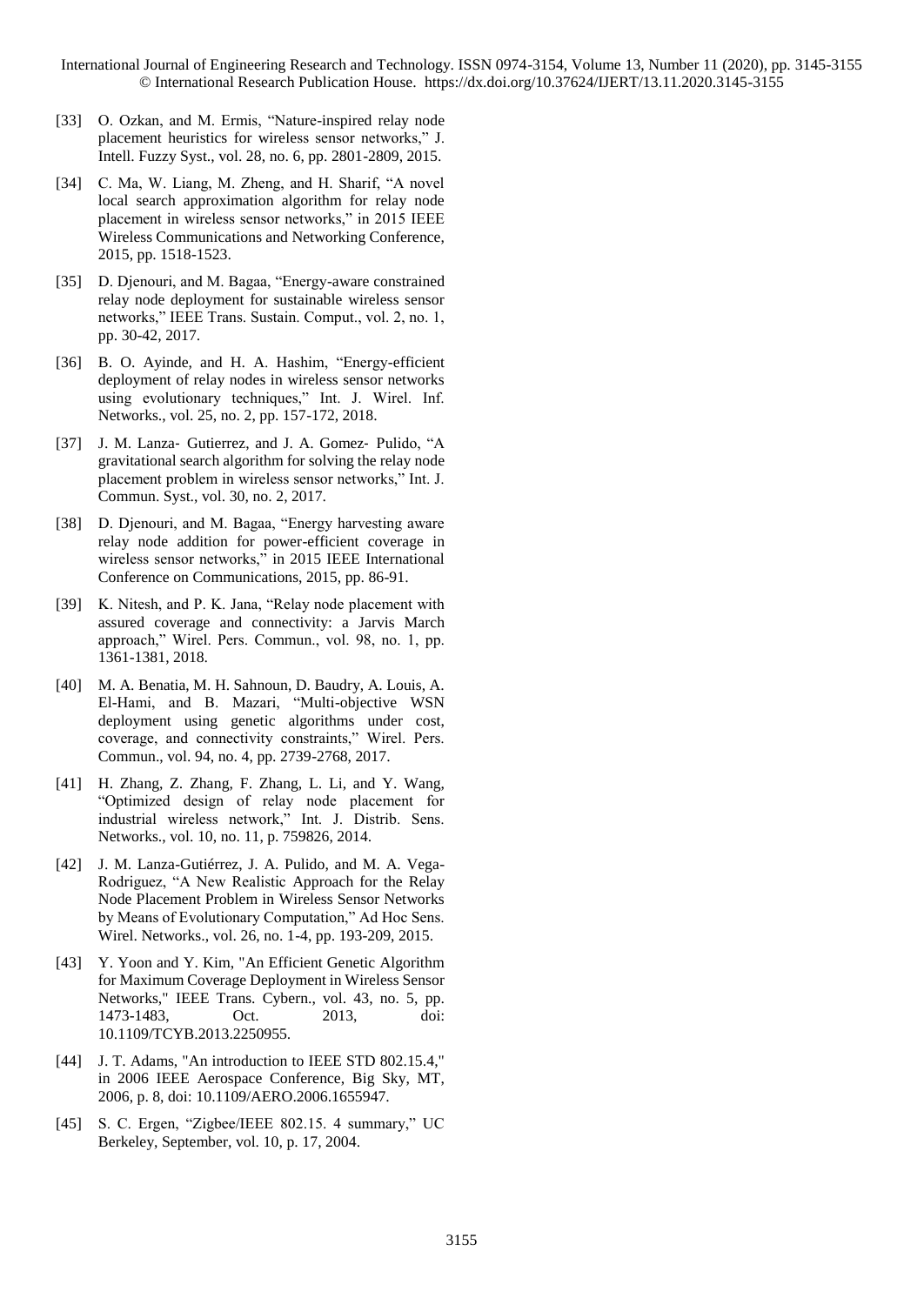[33] O. Ozkan, and M. Ermis, "Nature-inspired relay node placement heuristics for wireless sensor networks," J. Intell. Fuzzy Syst., vol. 28, no. 6, pp. 2801-2809, 2015.

[34] C. Ma, W. Liang, M. Zheng, and H. Sharif, "A novel local search approximation algorithm for relay node placement in wireless sensor networks," in 2015 IEEE Wireless Communications and Networking Conference, 2015, pp. 1518-1523.

[35] D. Djenouri, and M. Bagaa, "Energy-aware constrained relay node deployment for sustainable wireless sensor networks," IEEE Trans. Sustain. Comput., vol. 2, no. 1, pp. 30-42, 2017.

[36] B. O. Ayinde, and H. A. Hashim, "Energy-efficient deployment of relay nodes in wireless sensor networks using evolutionary techniques," Int. J. Wirel. Inf. Networks., vol. 25, no. 2, pp. 157-172, 2018.

[37] J. M. Lanza- Gutierrez, and J. A. Gomez- Pulido, "A gravitational search algorithm for solving the relay node placement problem in wireless sensor networks," Int. J. Commun. Syst., vol. 30, no. 2, 2017.

[38] D. Djenouri, and M. Bagaa, "Energy harvesting aware relay node addition for power-efficient coverage in wireless sensor networks," in 2015 IEEE International Conference on Communications, 2015, pp. 86-91.

[39] K. Nitesh, and P. K. Jana, "Relay node placement with assured coverage and connectivity: a Jarvis March approach," Wirel. Pers. Commun., vol. 98, no. 1, pp. 1361-1381, 2018.

[40] M. A. Benatia, M. H. Sahnoun, D. Baudry, A. Louis, A. El-Hami, and B. Mazari, "Multi-objective WSN deployment using genetic algorithms under cost, coverage, and connectivity constraints," Wirel. Pers. Commun., vol. 94, no. 4, pp. 2739-2768, 2017.

[41] H. Zhang, Z. Zhang, F. Zhang, L. Li, and Y. Wang, "Optimized design of relay node placement for industrial wireless network," Int. J. Distrib. Sens. Networks., vol. 10, no. 11, p. 759826, 2014.

[42] J. M. Lanza-Gutiérrez, J. A. Pulido, and M. A. Vega-Rodriguez, "A New Realistic Approach for the Relay Node Placement Problem in Wireless Sensor Networks by Means of Evolutionary Computation," Ad Hoc Sens. Wirel. Networks., vol. 26, no. 1-4, pp. 193-209, 2015.

[43] Y. Yoon and Y. Kim, "An Efficient Genetic Algorithm for Maximum Coverage Deployment in Wireless Sensor Networks," IEEE Trans. Cybern., vol. 43, no. 5, pp. 1473-1483, Oct. 2013, doi: 10.1109/TCYB.2013.2250955.

[44] J. T. Adams, "An introduction to IEEE STD 802.15.4," in 2006 IEEE Aerospace Conference, Big Sky, MT, 2006, p. 8, doi: 10.1109/AERO.2006.1655947.

[45] S. C. Ergen, "Zigbee/IEEE 802.15. 4 summary," UC Berkeley, September, vol. 10, p. 17, 2004.